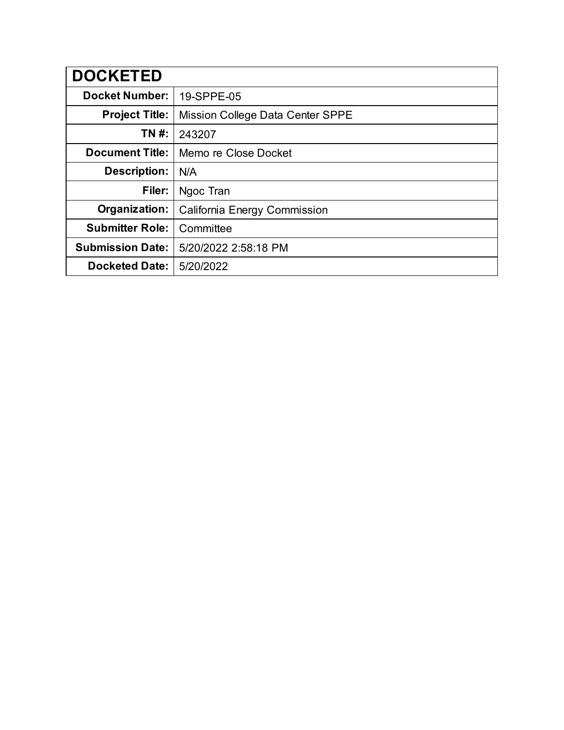| DOCKETED | |
|---|---|
| **Docket Number:** | 19-SPPE-05 |
| **Project Title:** | Mission College Data Center SPPE |
| **TN #:** | 243207 |
| **Document Title:** | Memo re Close Docket |
| **Description:** | N/A |
| **Filer:** | Ngoc Tran |
| **Organization:** | California Energy Commission |
| **Submitter Role:** | Committee |
| **Submission Date:** | 5/20/2022 2:58:18 PM |
| **Docketed Date:** | 5/20/2022 |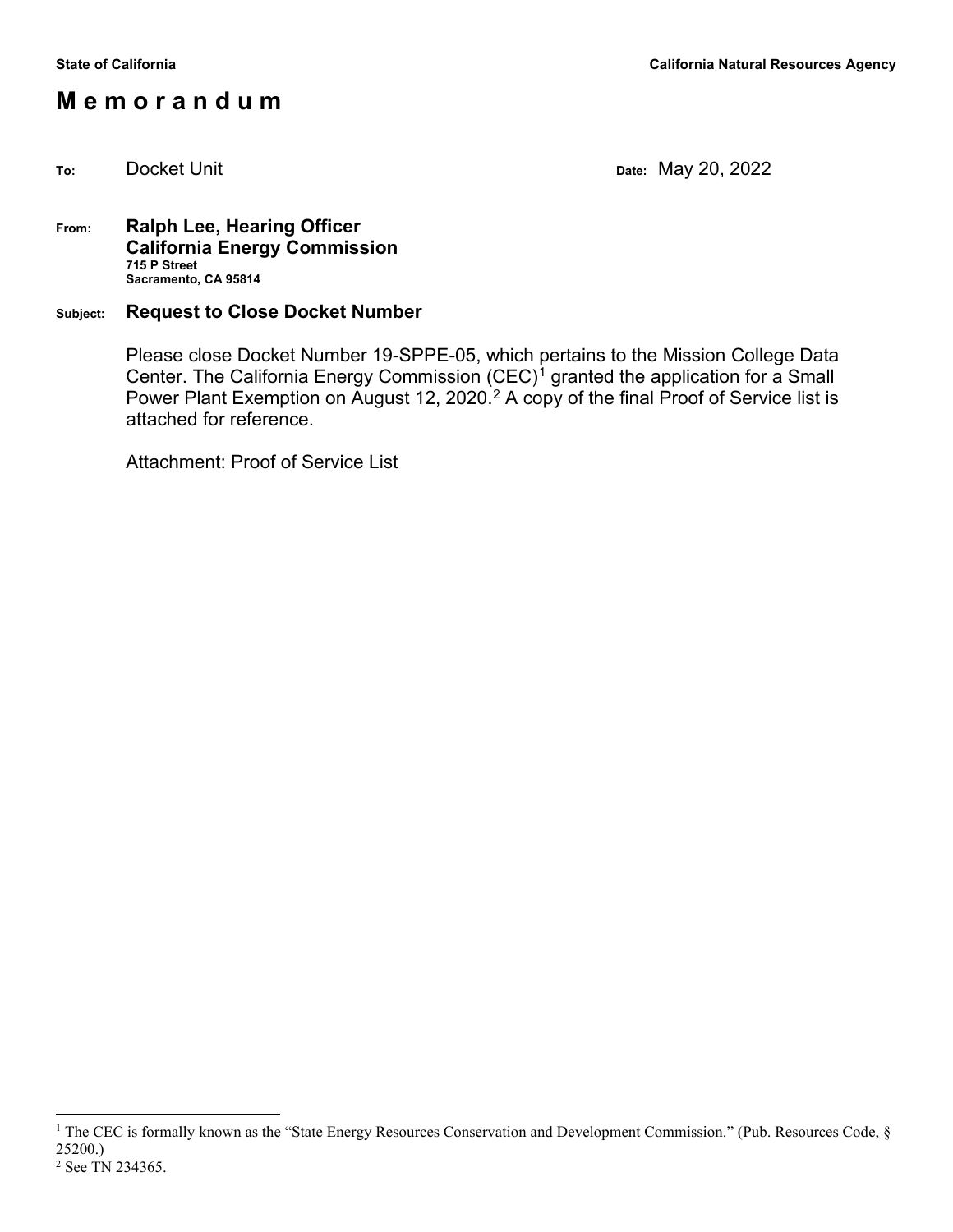State of California | California Natural Resources Agency

# M e m o r a n d u m

**To:** Docket Unit

**Date:** May 20, 2022

**From:** **Ralph Lee, Hearing Officer**
**California Energy Commission**
**715 P Street**
**Sacramento, CA 95814**

**Subject:** **Request to Close Docket Number**

Please close Docket Number 19-SPPE-05, which pertains to the Mission College Data Center. The California Energy Commission (CEC)[1] granted the application for a Small Power Plant Exemption on August 12, 2020.[2] A copy of the final Proof of Service list is attached for reference.

Attachment: Proof of Service List

---

[1] The CEC is formally known as the "State Energy Resources Conservation and Development Commission." (Pub. Resources Code, § 25200.)

[2] See TN 234365.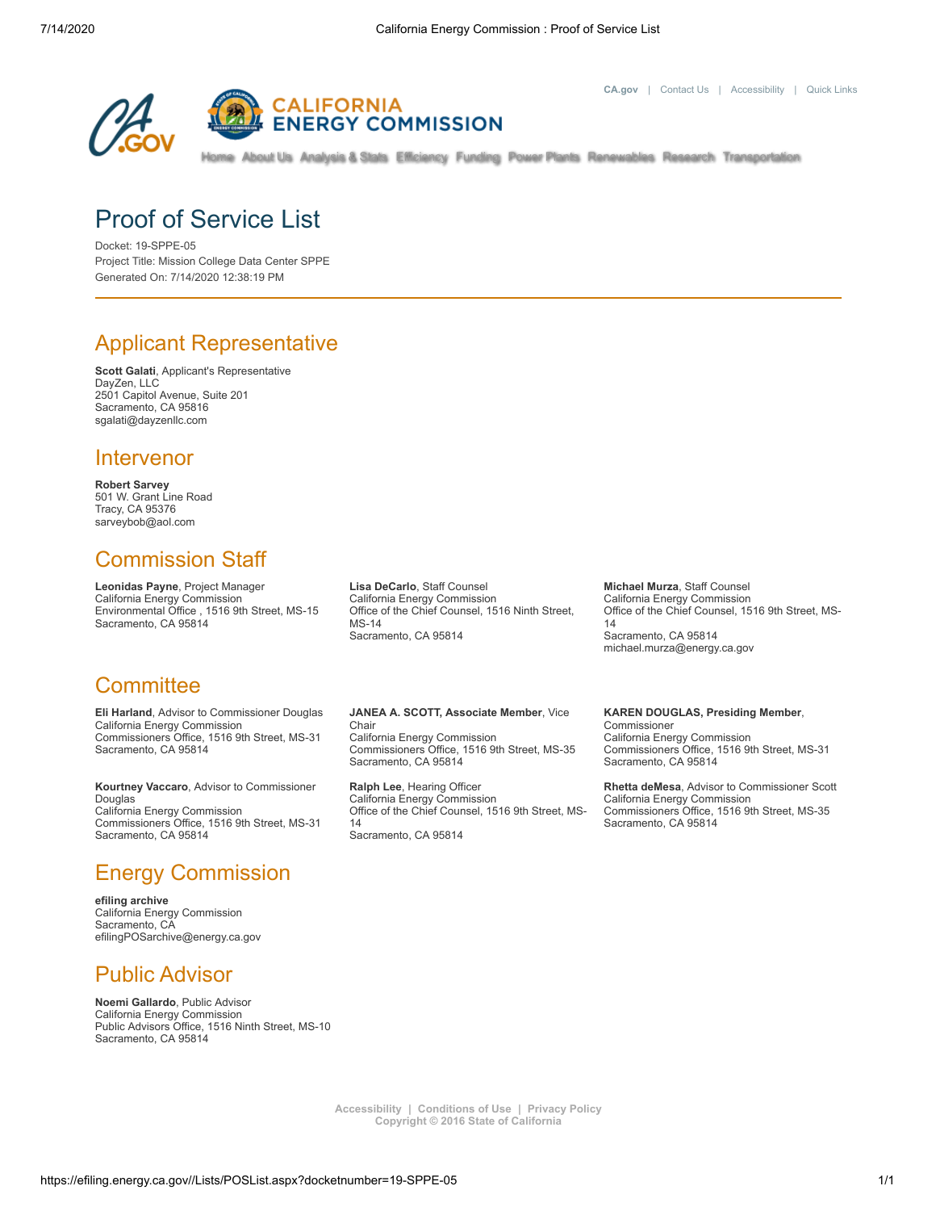# Proof of Service List

Docket: 19-SPPE-05
Project Title: Mission College Data Center SPPE
Generated On: 7/14/2020 12:38:19 PM

## Applicant Representative

**Scott Galati**, Applicant's Representative
DayZen, LLC
2501 Capitol Avenue, Suite 201
Sacramento, CA 95816
sgalati@dayzenllc.com

## Intervenor

**Robert Sarvey**
501 W. Grant Line Road
Tracy, CA 95376
sarveybob@aol.com

## Commission Staff

**Leonidas Payne**, Project Manager
California Energy Commission
Environmental Office , 1516 9th Street, MS-15
Sacramento, CA 95814

**Lisa DeCarlo**, Staff Counsel
California Energy Commission
Office of the Chief Counsel, 1516 Ninth Street, MS-14
Sacramento, CA 95814

**Michael Murza**, Staff Counsel
California Energy Commission
Office of the Chief Counsel, 1516 9th Street, MS-14
Sacramento, CA 95814
michael.murza@energy.ca.gov

## Committee

**Eli Harland**, Advisor to Commissioner Douglas
California Energy Commission
Commissioners Office, 1516 9th Street, MS-31
Sacramento, CA 95814

**JANEA A. SCOTT, Associate Member**, Vice Chair
California Energy Commission
Commissioners Office, 1516 9th Street, MS-35
Sacramento, CA 95814

**KAREN DOUGLAS, Presiding Member**, Commissioner
California Energy Commission
Commissioners Office, 1516 9th Street, MS-31
Sacramento, CA 95814

**Kourtney Vaccaro**, Advisor to Commissioner Douglas
California Energy Commission
Commissioners Office, 1516 9th Street, MS-31
Sacramento, CA 95814

**Ralph Lee**, Hearing Officer
California Energy Commission
Office of the Chief Counsel, 1516 9th Street, MS-14
Sacramento, CA 95814

**Rhetta deMesa**, Advisor to Commissioner Scott
California Energy Commission
Commissioners Office, 1516 9th Street, MS-35
Sacramento, CA 95814

## Energy Commission

**efiling archive**
California Energy Commission
Sacramento, CA
efilingPOSarchive@energy.ca.gov

## Public Advisor

**Noemi Gallardo**, Public Advisor
California Energy Commission
Public Advisors Office, 1516 Ninth Street, MS-10
Sacramento, CA 95814